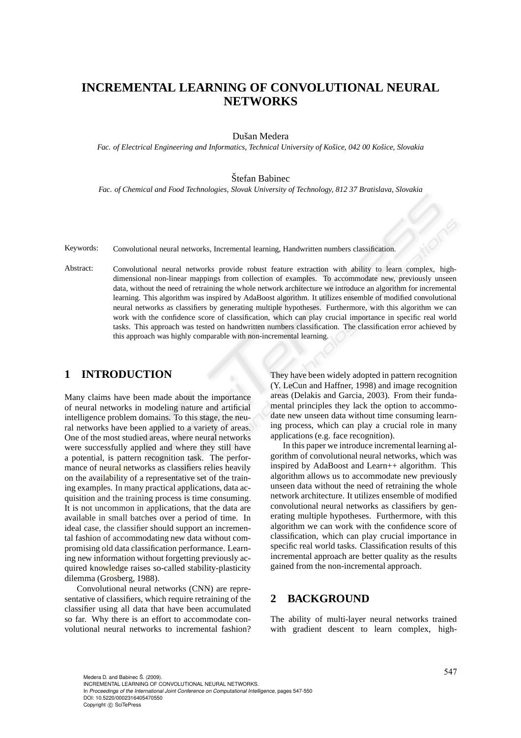# INCREMENTAL LEARNING OF CONVOLUTIONAL NEURAL NETWORKS

Dušan Medera

*Fac. of Electrical Engineering and Informatics, Technical University of Košice, 042 00 Košice, Slovakia*

Štefan Babinec

*Fac. of Chemical and Food Technologies, Slovak University of Technology, 812 37 Bratislava, Slovakia*

Keywords: Convolutional neural networks, Incremental learning, Handwritten numbers classification.

Abstract: Convolutional neural networks provide robust feature extraction with ability to learn complex, high-dimensional non-linear mappings from collection of examples. To accommodate new, previously unseen data, without the need of retraining the whole network architecture we introduce an algorithm for incremental learning. This algorithm was inspired by AdaBoost algorithm. It utilizes ensemble of modified convolutional neural networks as classifiers by generating multiple hypotheses. Furthermore, with this algorithm we can work with the confidence score of classification, which can play crucial importance in specific real world tasks. This approach was tested on handwritten numbers classification. The classification error achieved by this approach was highly comparable with non-incremental learning.

## 1 INTRODUCTION

Many claims have been made about the importance of neural networks in modeling nature and artificial intelligence problem domains. To this stage, the neural networks have been applied to a variety of areas. One of the most studied areas, where neural networks were successfully applied and where they still have a potential, is pattern recognition task. The performance of neural networks as classifiers relies heavily on the availability of a representative set of the training examples. In many practical applications, data acquisition and the training process is time consuming. It is not uncommon in applications, that the data are available in small batches over a period of time. In ideal case, the classifier should support an incremental fashion of accommodating new data without compromising old data classification performance. Learning new information without forgetting previously acquired knowledge raises so-called stability-plasticity dilemma (Grosberg, 1988).

Convolutional neural networks (CNN) are representative of classifiers, which require retraining of the classifier using all data that have been accumulated so far. Why there is an effort to accommodate convolutional neural networks to incremental fashion? They have been widely adopted in pattern recognition (Y. LeCun and Haffner, 1998) and image recognition areas (Delakis and Garcia, 2003). From their fundamental principles they lack the option to accommodate new unseen data without time consuming learning process, which can play a crucial role in many applications (e.g. face recognition).

In this paper we introduce incremental learning algorithm of convolutional neural networks, which was inspired by AdaBoost and Learn++ algorithm. This algorithm allows us to accommodate new previously unseen data without the need of retraining the whole network architecture. It utilizes ensemble of modified convolutional neural networks as classifiers by generating multiple hypotheses. Furthermore, with this algorithm we can work with the confidence score of classification, which can play crucial importance in specific real world tasks. Classification results of this incremental approach are better quality as the results gained from the non-incremental approach.

## 2 BACKGROUND

The ability of multi-layer neural networks trained with gradient descent to learn complex, high-

Medera D. and Babinec Š. (2009).
INCREMENTAL LEARNING OF CONVOLUTIONAL NEURAL NETWORKS.
In *Proceedings of the International Joint Conference on Computational Intelligence*, pages 547-550
DOI: 10.5220/0002316405470550
Copyright © SciTePress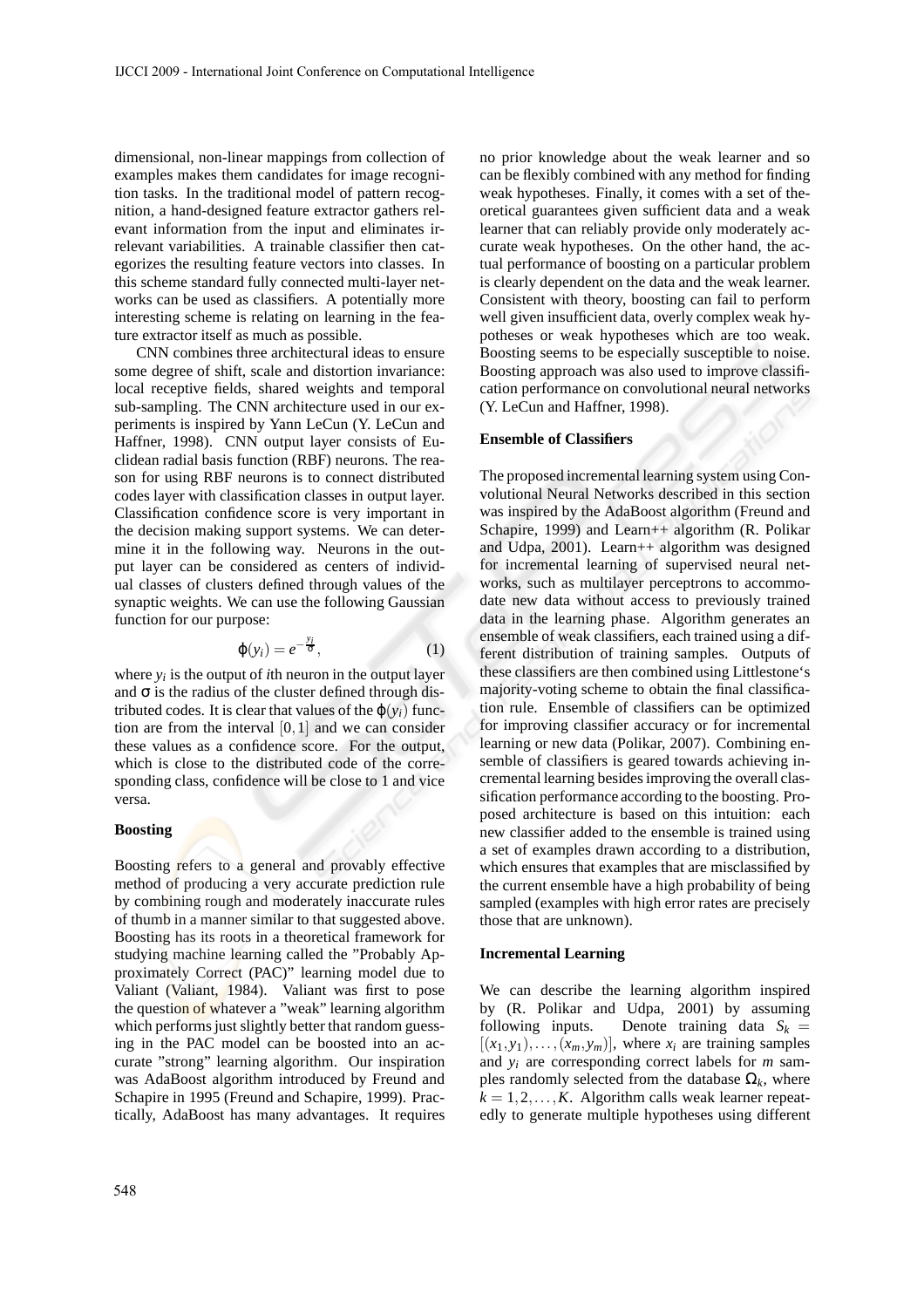dimensional, non-linear mappings from collection of examples makes them candidates for image recognition tasks. In the traditional model of pattern recognition, a hand-designed feature extractor gathers relevant information from the input and eliminates irrelevant variabilities. A trainable classifier then categorizes the resulting feature vectors into classes. In this scheme standard fully connected multi-layer networks can be used as classifiers. A potentially more interesting scheme is relating on learning in the feature extractor itself as much as possible.

CNN combines three architectural ideas to ensure some degree of shift, scale and distortion invariance: local receptive fields, shared weights and temporal sub-sampling. The CNN architecture used in our experiments is inspired by Yann LeCun (Y. LeCun and Haffner, 1998). CNN output layer consists of Euclidean radial basis function (RBF) neurons. The reason for using RBF neurons is to connect distributed codes layer with classification classes in output layer. Classification confidence score is very important in the decision making support systems. We can determine it in the following way. Neurons in the output layer can be considered as centers of individual classes of clusters defined through values of the synaptic weights. We can use the following Gaussian function for our purpose:

$$\varphi(y_i) = e^{-\frac{y_i}{\sigma}}, \tag{1}$$

where $y_i$ is the output of $i$th neuron in the output layer and $\sigma$ is the radius of the cluster defined through distributed codes. It is clear that values of the $\varphi(y_i)$ function are from the interval $[0,1]$ and we can consider these values as a confidence score. For the output, which is close to the distributed code of the corresponding class, confidence will be close to 1 and vice versa.

**Boosting**

Boosting refers to a general and provably effective method of producing a very accurate prediction rule by combining rough and moderately inaccurate rules of thumb in a manner similar to that suggested above. Boosting has its roots in a theoretical framework for studying machine learning called the "Probably Approximately Correct (PAC)" learning model due to Valiant (Valiant, 1984). Valiant was first to pose the question of whatever a "weak" learning algorithm which performs just slightly better that random guessing in the PAC model can be boosted into an accurate "strong" learning algorithm. Our inspiration was AdaBoost algorithm introduced by Freund and Schapire in 1995 (Freund and Schapire, 1999). Practically, AdaBoost has many advantages. It requires no prior knowledge about the weak learner and so can be flexibly combined with any method for finding weak hypotheses. Finally, it comes with a set of theoretical guarantees given sufficient data and a weak learner that can reliably provide only moderately accurate weak hypotheses. On the other hand, the actual performance of boosting on a particular problem is clearly dependent on the data and the weak learner. Consistent with theory, boosting can fail to perform well given insufficient data, overly complex weak hypotheses or weak hypotheses which are too weak. Boosting seems to be especially susceptible to noise. Boosting approach was also used to improve classification performance on convolutional neural networks (Y. LeCun and Haffner, 1998).

**Ensemble of Classifiers**

The proposed incremental learning system using Convolutional Neural Networks described in this section was inspired by the AdaBoost algorithm (Freund and Schapire, 1999) and Learn++ algorithm (R. Polikar and Udpa, 2001). Learn++ algorithm was designed for incremental learning of supervised neural networks, such as multilayer perceptrons to accommodate new data without access to previously trained data in the learning phase. Algorithm generates an ensemble of weak classifiers, each trained using a different distribution of training samples. Outputs of these classifiers are then combined using Littlestone's majority-voting scheme to obtain the final classification rule. Ensemble of classifiers can be optimized for improving classifier accuracy or for incremental learning or new data (Polikar, 2007). Combining ensemble of classifiers is geared towards achieving incremental learning besides improving the overall classification performance according to the boosting. Proposed architecture is based on this intuition: each new classifier added to the ensemble is trained using a set of examples drawn according to a distribution, which ensures that examples that are misclassified by the current ensemble have a high probability of being sampled (examples with high error rates are precisely those that are unknown).

**Incremental Learning**

We can describe the learning algorithm inspired by (R. Polikar and Udpa, 2001) by assuming following inputs. Denote training data $S_k = [(x_1,y_1),\ldots,(x_m,y_m)]$, where $x_i$ are training samples and $y_i$ are corresponding correct labels for $m$ samples randomly selected from the database $\Omega_k$, where $k = 1,2,\ldots,K$. Algorithm calls weak learner repeatedly to generate multiple hypotheses using different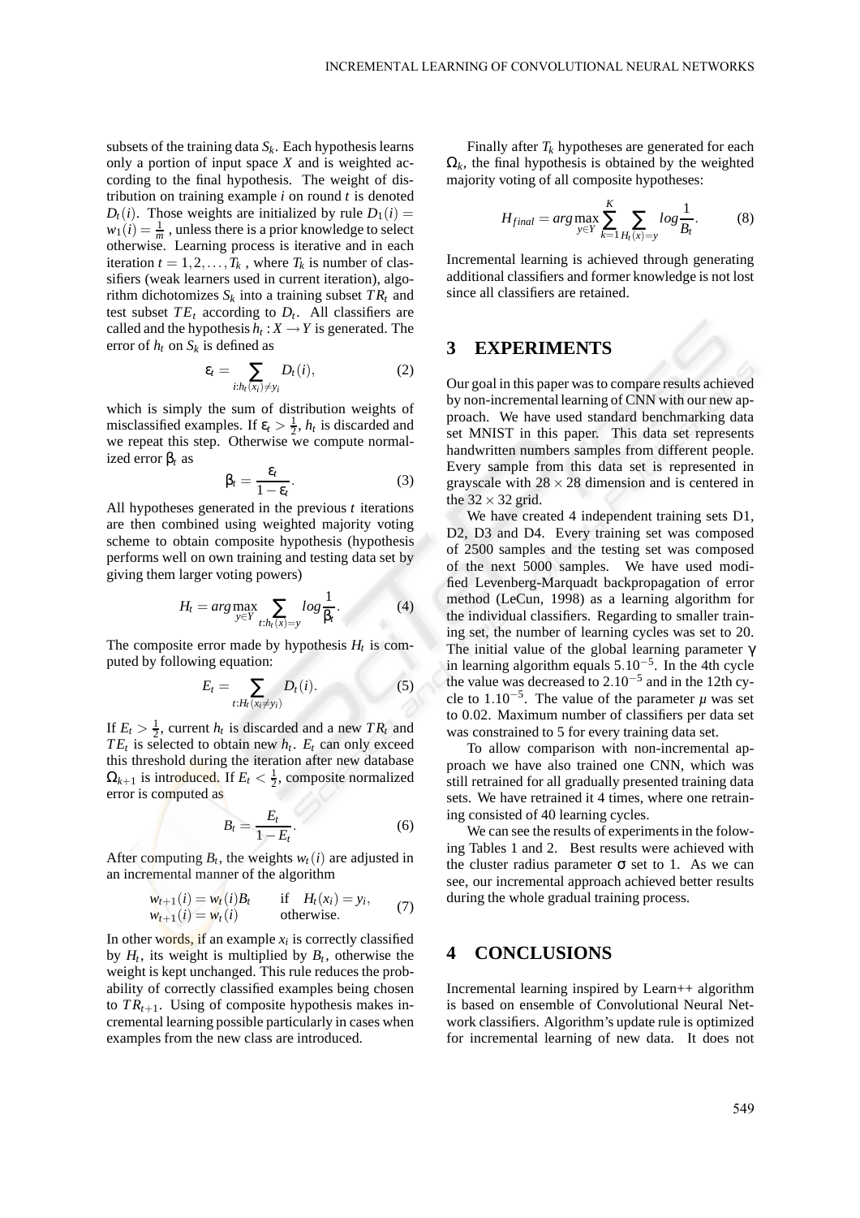subsets of the training data $S_k$. Each hypothesis learns only a portion of input space $X$ and is weighted according to the final hypothesis. The weight of distribution on training example $i$ on round $t$ is denoted $D_t(i)$. Those weights are initialized by rule $D_1(i) = w_1(i) = \frac{1}{m}$ , unless there is a prior knowledge to select otherwise. Learning process is iterative and in each iteration $t = 1, 2, \ldots, T_k$ , where $T_k$ is number of classifiers (weak learners used in current iteration), algorithm dichotomizes $S_k$ into a training subset $TR_t$ and test subset $TE_t$ according to $D_t$. All classifiers are called and the hypothesis $h_t : X \rightarrow Y$ is generated. The error of $h_t$ on $S_k$ is defined as

$$\varepsilon_t = \sum_{i:h_t(x_i) \neq y_i} D_t(i), \tag{2}$$

which is simply the sum of distribution weights of misclassified examples. If $\varepsilon_t > \frac{1}{2}$, $h_t$ is discarded and we repeat this step. Otherwise we compute normalized error $\beta_t$ as

$$\beta_t = \frac{\varepsilon_t}{1 - \varepsilon_t}. \tag{3}$$

All hypotheses generated in the previous $t$ iterations are then combined using weighted majority voting scheme to obtain composite hypothesis (hypothesis performs well on own training and testing data set by giving them larger voting powers)

$$H_t = arg \max_{y \in Y} \sum_{t:h_t(x)=y} log \frac{1}{\beta_t}. \tag{4}$$

The composite error made by hypothesis $H_t$ is computed by following equation:

$$E_t = \sum_{t:H_t(x_i \neq y_i)} D_t(i). \tag{5}$$

If $E_t > \frac{1}{2}$, current $h_t$ is discarded and a new $TR_t$ and $TE_t$ is selected to obtain new $h_t$. $E_t$ can only exceed this threshold during the iteration after new database $\Omega_{k+1}$ is introduced. If $E_t < \frac{1}{2}$, composite normalized error is computed as

$$B_t = \frac{E_t}{1 - E_t}. \tag{6}$$

After computing $B_t$, the weights $w_t(i)$ are adjusted in an incremental manner of the algorithm

$$\begin{array}{ll} w_{t+1}(i) = w_t(i) B_t & \text{if} \quad H_t(x_i) = y_i, \\ w_{t+1}(i) = w_t(i) & \text{otherwise}. \end{array} \tag{7}$$

In other words, if an example $x_i$ is correctly classified by $H_t$, its weight is multiplied by $B_t$, otherwise the weight is kept unchanged. This rule reduces the probability of correctly classified examples being chosen to $TR_{t+1}$. Using of composite hypothesis makes incremental learning possible particularly in cases when examples from the new class are introduced.

Finally after $T_k$ hypotheses are generated for each $\Omega_k$, the final hypothesis is obtained by the weighted majority voting of all composite hypotheses:

$$H_{final} = arg \max_{y \in Y} \sum_{k=1}^{K} \sum_{H_t(x)=y} log \frac{1}{B_t}. \tag{8}$$

Incremental learning is achieved through generating additional classifiers and former knowledge is not lost since all classifiers are retained.

## 3 EXPERIMENTS

Our goal in this paper was to compare results achieved by non-incremental learning of CNN with our new approach. We have used standard benchmarking data set MNIST in this paper. This data set represents handwritten numbers samples from different people. Every sample from this data set is represented in grayscale with $28 \times 28$ dimension and is centered in the $32 \times 32$ grid.

We have created 4 independent training sets D1, D2, D3 and D4. Every training set was composed of 2500 samples and the testing set was composed of the next 5000 samples. We have used modified Levenberg-Marquadt backpropagation of error method (LeCun, 1998) as a learning algorithm for the individual classifiers. Regarding to smaller training set, the number of learning cycles was set to 20. The initial value of the global learning parameter $\gamma$ in learning algorithm equals $5.10^{-5}$. In the 4th cycle the value was decreased to $2.10^{-5}$ and in the 12th cycle to $1.10^{-5}$. The value of the parameter $\mu$ was set to 0.02. Maximum number of classifiers per data set was constrained to 5 for every training data set.

To allow comparison with non-incremental approach we have also trained one CNN, which was still retrained for all gradually presented training data sets. We have retrained it 4 times, where one retraining consisted of 40 learning cycles.

We can see the results of experiments in the folowing Tables 1 and 2. Best results were achieved with the cluster radius parameter $\sigma$ set to 1. As we can see, our incremental approach achieved better results during the whole gradual training process.

## 4 CONCLUSIONS

Incremental learning inspired by Learn++ algorithm is based on ensemble of Convolutional Neural Network classifiers. Algorithm's update rule is optimized for incremental learning of new data. It does not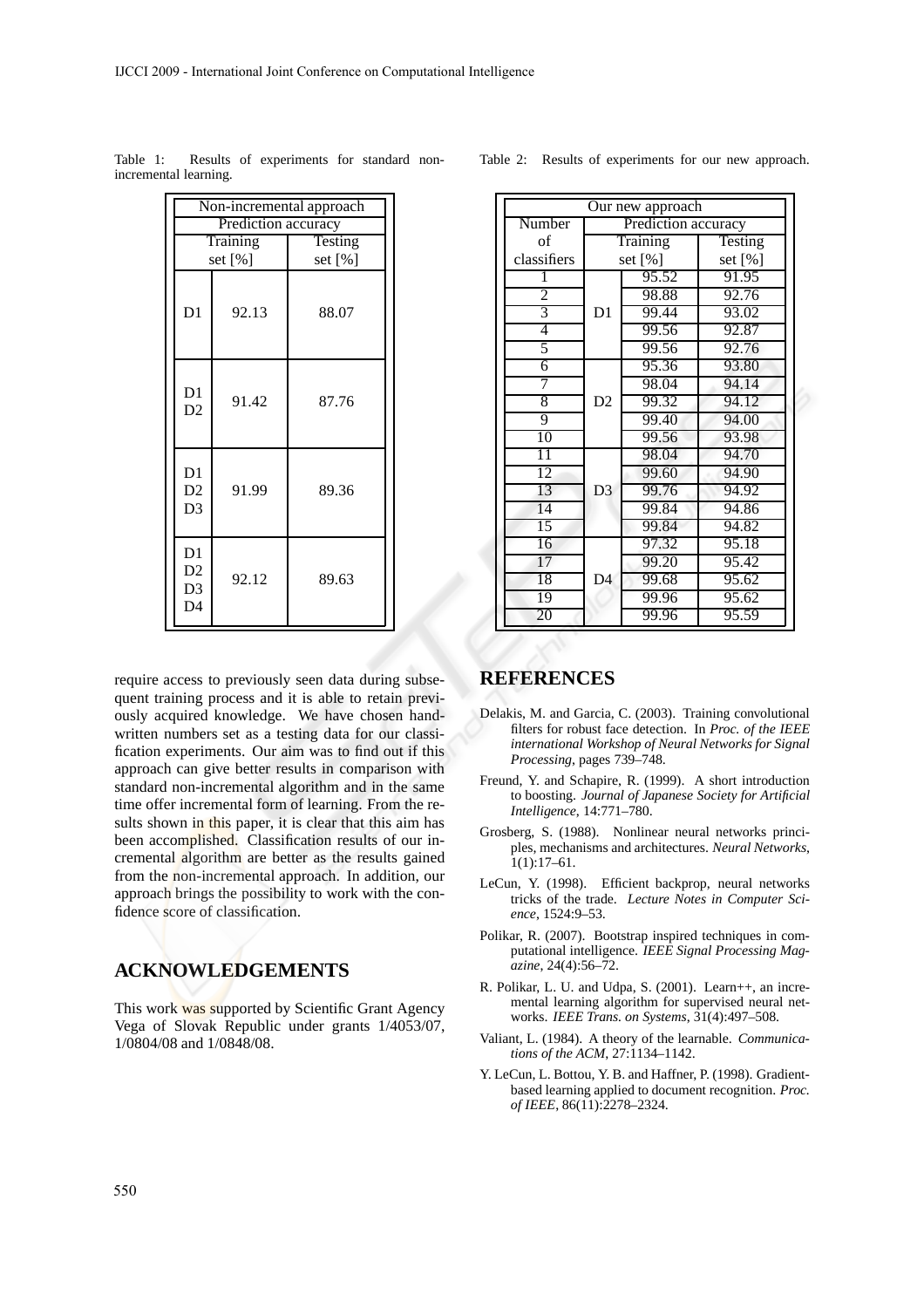Table 1: Results of experiments for standard non-incremental learning.

| Non-incremental approach | | |
|---|---|---|
| Prediction accuracy | | |
| | Training set [%] | Testing set [%] |
| D1 | 92.13 | 88.07 |
| D1 D2 | 91.42 | 87.76 |
| D1 D2 D3 | 91.99 | 89.36 |
| D1 D2 D3 D4 | 92.12 | 89.63 |

Table 2: Results of experiments for our new approach.

| Our new approach | | | |
|---|---|---|---|
| Number of classifiers | Prediction accuracy | | |
| | | Training set [%] | Testing set [%] |
| 1 | D1 | 95.52 | 91.95 |
| 2 | D1 | 98.88 | 92.76 |
| 3 | D1 | 99.44 | 93.02 |
| 4 | D1 | 99.56 | 92.87 |
| 5 | D1 | 99.56 | 92.76 |
| 6 | D2 | 95.36 | 93.80 |
| 7 | D2 | 98.04 | 94.14 |
| 8 | D2 | 99.32 | 94.12 |
| 9 | D2 | 99.40 | 94.00 |
| 10 | D2 | 99.56 | 93.98 |
| 11 | D3 | 98.04 | 94.70 |
| 12 | D3 | 99.60 | 94.90 |
| 13 | D3 | 99.76 | 94.92 |
| 14 | D3 | 99.84 | 94.86 |
| 15 | D3 | 99.84 | 94.82 |
| 16 | D4 | 97.32 | 95.18 |
| 17 | D4 | 99.20 | 95.42 |
| 18 | D4 | 99.68 | 95.62 |
| 19 | D4 | 99.96 | 95.62 |
| 20 | D4 | 99.96 | 95.59 |

require access to previously seen data during subsequent training process and it is able to retain previously acquired knowledge. We have chosen handwritten numbers set as a testing data for our classification experiments. Our aim was to find out if this approach can give better results in comparison with standard non-incremental algorithm and in the same time offer incremental form of learning. From the results shown in this paper, it is clear that this aim has been accomplished. Classification results of our incremental algorithm are better as the results gained from the non-incremental approach. In addition, our approach brings the possibility to work with the confidence score of classification.

## ACKNOWLEDGEMENTS

This work was supported by Scientific Grant Agency Vega of Slovak Republic under grants 1/4053/07, 1/0804/08 and 1/0848/08.

## REFERENCES

Delakis, M. and Garcia, C. (2003). Training convolutional filters for robust face detection. In *Proc. of the IEEE international Workshop of Neural Networks for Signal Processing*, pages 739–748.

Freund, Y. and Schapire, R. (1999). A short introduction to boosting. *Journal of Japanese Society for Artificial Intelligence*, 14:771–780.

Grosberg, S. (1988). Nonlinear neural networks principles, mechanisms and architectures. *Neural Networks*, 1(1):17–61.

LeCun, Y. (1998). Efficient backprop, neural networks tricks of the trade. *Lecture Notes in Computer Science*, 1524:9–53.

Polikar, R. (2007). Bootstrap inspired techniques in computational intelligence. *IEEE Signal Processing Magazine*, 24(4):56–72.

R. Polikar, L. U. and Udpa, S. (2001). Learn++, an incremental learning algorithm for supervised neural networks. *IEEE Trans. on Systems*, 31(4):497–508.

Valiant, L. (1984). A theory of the learnable. *Communications of the ACM*, 27:1134–1142.

Y. LeCun, L. Bottou, Y. B. and Haffner, P. (1998). Gradient-based learning applied to document recognition. *Proc. of IEEE*, 86(11):2278–2324.